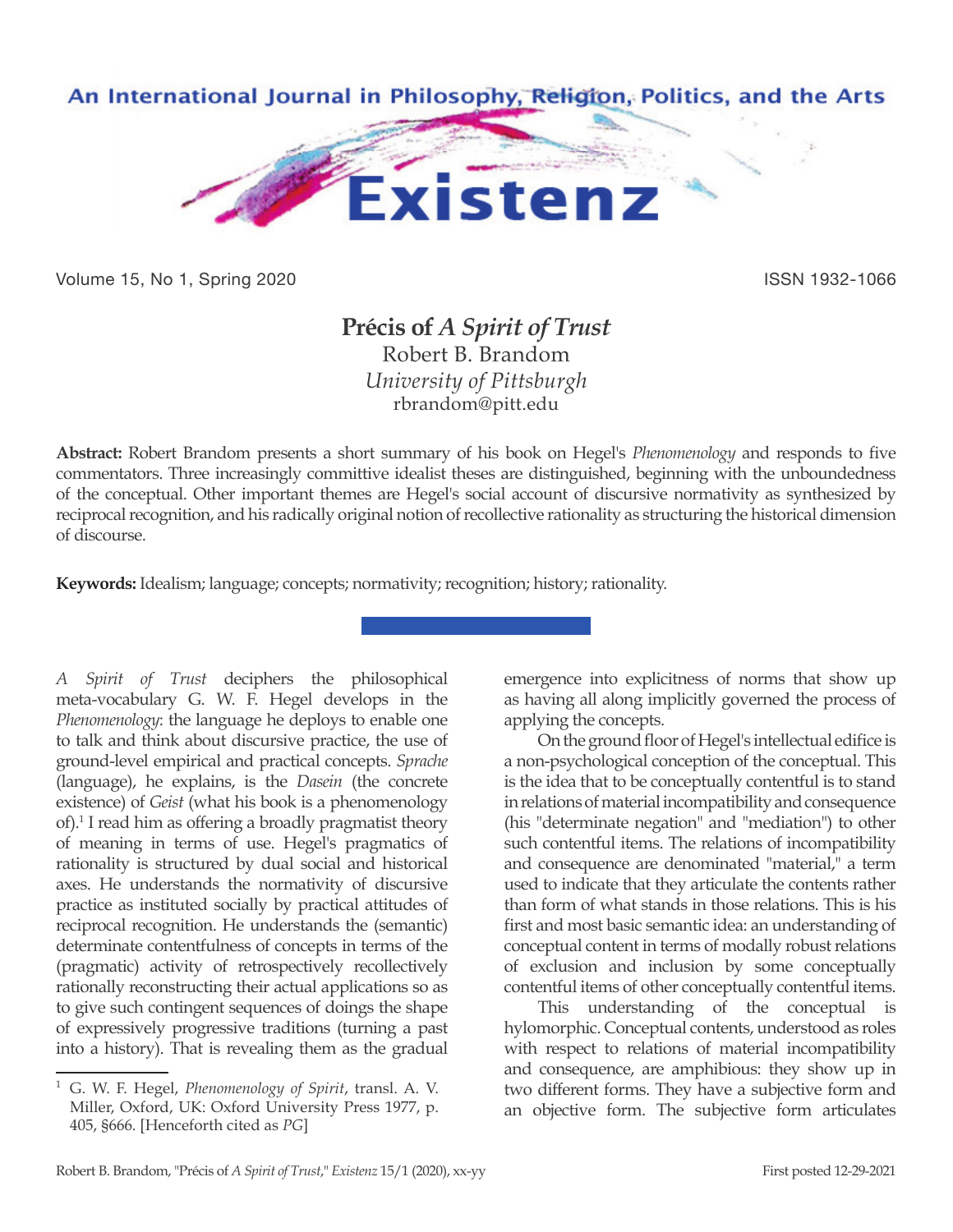# Précis of *A Spirit of Trust*

Robert B. Brandom
*University of Pittsburgh*
rbrandom@pitt.edu

**Abstract:** Robert Brandom presents a short summary of his book on Hegel's *Phenomenology* and responds to five commentators. Three increasingly committive idealist theses are distinguished, beginning with the unboundedness of the conceptual. Other important themes are Hegel's social account of discursive normativity as synthesized by reciprocal recognition, and his radically original notion of recollective rationality as structuring the historical dimension of discourse.

**Keywords:** Idealism; language; concepts; normativity; recognition; history; rationality.

*A Spirit of Trust* deciphers the philosophical meta-vocabulary G. W. F. Hegel develops in the *Phenomenology*: the language he deploys to enable one to talk and think about discursive practice, the use of ground-level empirical and practical concepts. *Sprache* (language), he explains, is the *Dasein* (the concrete existence) of *Geist* (what his book is a phenomenology of).[1] I read him as offering a broadly pragmatist theory of meaning in terms of use. Hegel's pragmatics of rationality is structured by dual social and historical axes. He understands the normativity of discursive practice as instituted socially by practical attitudes of reciprocal recognition. He understands the (semantic) determinate contentfulness of concepts in terms of the (pragmatic) activity of retrospectively recollectively rationally reconstructing their actual applications so as to give such contingent sequences of doings the shape of expressively progressive traditions (turning a past into a history). That is revealing them as the gradual emergence into explicitness of norms that show up as having all along implicitly governed the process of applying the concepts.

On the ground floor of Hegel's intellectual edifice is a non-psychological conception of the conceptual. This is the idea that to be conceptually contentful is to stand in relations of material incompatibility and consequence (his "determinate negation" and "mediation") to other such contentful items. The relations of incompatibility and consequence are denominated "material," a term used to indicate that they articulate the contents rather than form of what stands in those relations. This is his first and most basic semantic idea: an understanding of conceptual content in terms of modally robust relations of exclusion and inclusion by some conceptually contentful items of other conceptually contentful items.

This understanding of the conceptual is hylomorphic. Conceptual contents, understood as roles with respect to relations of material incompatibility and consequence, are amphibious: they show up in two different forms. They have a subjective form and an objective form. The subjective form articulates

[1] G. W. F. Hegel, *Phenomenology of Spirit*, transl. A. V. Miller, Oxford, UK: Oxford University Press 1977, p. 405, §666. [Henceforth cited as *PG*]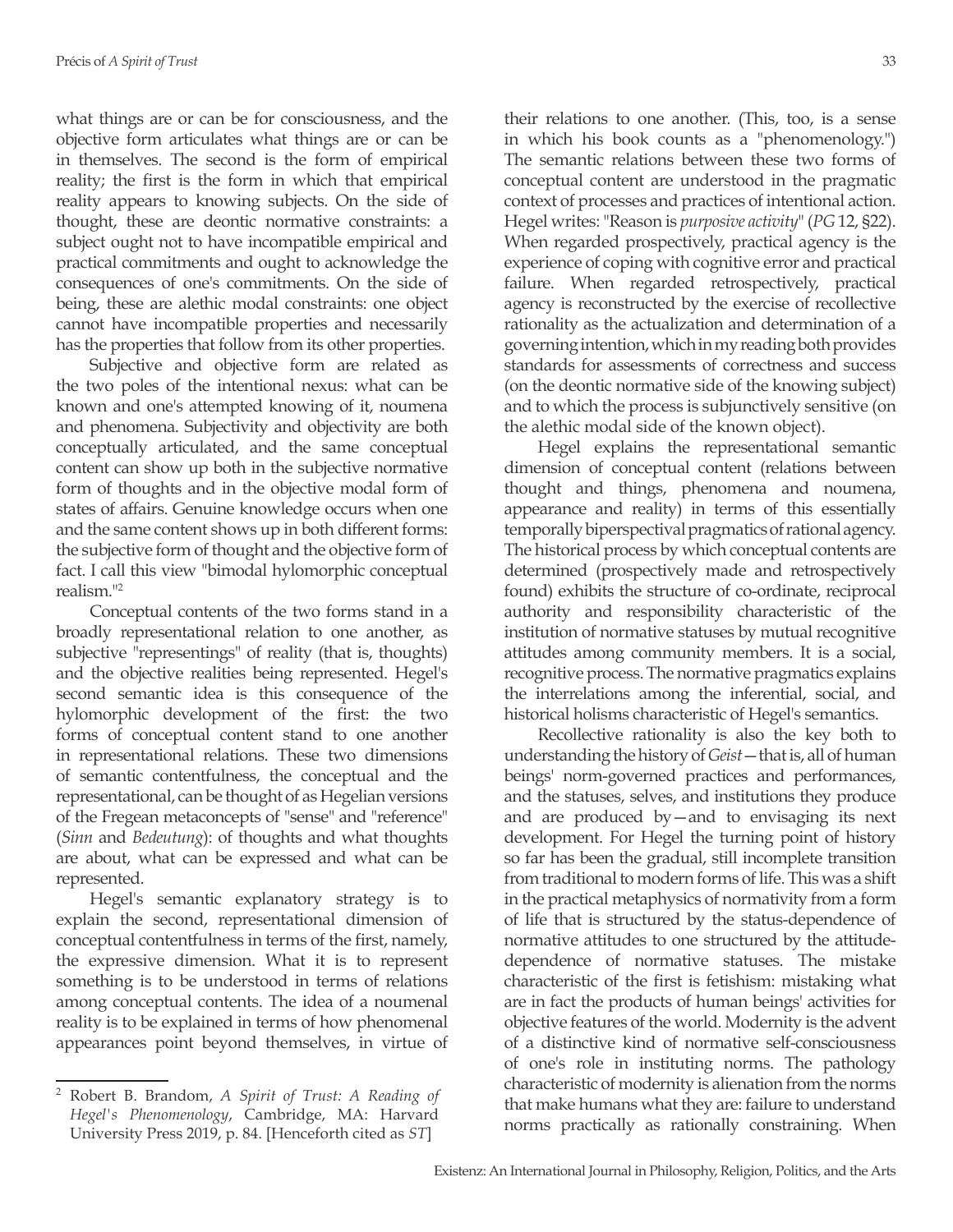what things are or can be for consciousness, and the objective form articulates what things are or can be in themselves. The second is the form of empirical reality; the first is the form in which that empirical reality appears to knowing subjects. On the side of thought, these are deontic normative constraints: a subject ought not to have incompatible empirical and practical commitments and ought to acknowledge the consequences of one's commitments. On the side of being, these are alethic modal constraints: one object cannot have incompatible properties and necessarily has the properties that follow from its other properties.

Subjective and objective form are related as the two poles of the intentional nexus: what can be known and one's attempted knowing of it, noumena and phenomena. Subjectivity and objectivity are both conceptually articulated, and the same conceptual content can show up both in the subjective normative form of thoughts and in the objective modal form of states of affairs. Genuine knowledge occurs when one and the same content shows up in both different forms: the subjective form of thought and the objective form of fact. I call this view "bimodal hylomorphic conceptual realism."[2]

Conceptual contents of the two forms stand in a broadly representational relation to one another, as subjective "representings" of reality (that is, thoughts) and the objective realities being represented. Hegel's second semantic idea is this consequence of the hylomorphic development of the first: the two forms of conceptual content stand to one another in representational relations. These two dimensions of semantic contentfulness, the conceptual and the representational, can be thought of as Hegelian versions of the Fregean metaconcepts of "sense" and "reference" (*Sinn* and *Bedeutung*): of thoughts and what thoughts are about, what can be expressed and what can be represented.

Hegel's semantic explanatory strategy is to explain the second, representational dimension of conceptual contentfulness in terms of the first, namely, the expressive dimension. What it is to represent something is to be understood in terms of relations among conceptual contents. The idea of a noumenal reality is to be explained in terms of how phenomenal appearances point beyond themselves, in virtue of their relations to one another. (This, too, is a sense in which his book counts as a "phenomenology.") The semantic relations between these two forms of conceptual content are understood in the pragmatic context of processes and practices of intentional action. Hegel writes: "Reason is *purposive activity*" (*PG* 12, §22). When regarded prospectively, practical agency is the experience of coping with cognitive error and practical failure. When regarded retrospectively, practical agency is reconstructed by the exercise of recollective rationality as the actualization and determination of a governing intention, which in my reading both provides standards for assessments of correctness and success (on the deontic normative side of the knowing subject) and to which the process is subjunctively sensitive (on the alethic modal side of the known object).

Hegel explains the representational semantic dimension of conceptual content (relations between thought and things, phenomena and noumena, appearance and reality) in terms of this essentially temporally biperspectival pragmatics of rational agency. The historical process by which conceptual contents are determined (prospectively made and retrospectively found) exhibits the structure of co-ordinate, reciprocal authority and responsibility characteristic of the institution of normative statuses by mutual recognitive attitudes among community members. It is a social, recognitive process. The normative pragmatics explains the interrelations among the inferential, social, and historical holisms characteristic of Hegel's semantics.

Recollective rationality is also the key both to understanding the history of *Geist*—that is, all of human beings' norm-governed practices and performances, and the statuses, selves, and institutions they produce and are produced by—and to envisaging its next development. For Hegel the turning point of history so far has been the gradual, still incomplete transition from traditional to modern forms of life. This was a shift in the practical metaphysics of normativity from a form of life that is structured by the status-dependence of normative attitudes to one structured by the attitude-dependence of normative statuses. The mistake characteristic of the first is fetishism: mistaking what are in fact the products of human beings' activities for objective features of the world. Modernity is the advent of a distinctive kind of normative self-consciousness of one's role in instituting norms. The pathology characteristic of modernity is alienation from the norms that make humans what they are: failure to understand norms practically as rationally constraining. When

---

[2] Robert B. Brandom, *A Spirit of Trust: A Reading of Hegel's Phenomenology*, Cambridge, MA: Harvard University Press 2019, p. 84. [Henceforth cited as *ST*]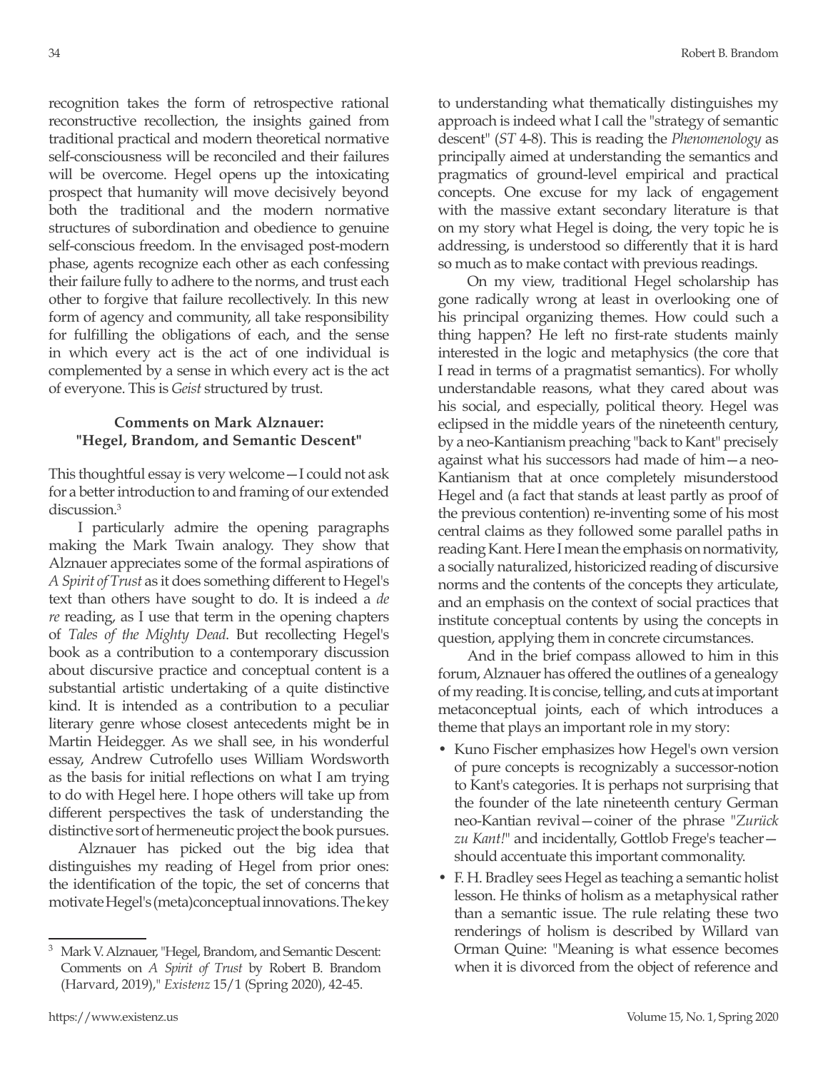recognition takes the form of retrospective rational reconstructive recollection, the insights gained from traditional practical and modern theoretical normative self-consciousness will be reconciled and their failures will be overcome. Hegel opens up the intoxicating prospect that humanity will move decisively beyond both the traditional and the modern normative structures of subordination and obedience to genuine self-conscious freedom. In the envisaged post-modern phase, agents recognize each other as each confessing their failure fully to adhere to the norms, and trust each other to forgive that failure recollectively. In this new form of agency and community, all take responsibility for fulfilling the obligations of each, and the sense in which every act is the act of one individual is complemented by a sense in which every act is the act of everyone. This is *Geist* structured by trust.

### Comments on Mark Alznauer: "Hegel, Brandom, and Semantic Descent"

This thoughtful essay is very welcome—I could not ask for a better introduction to and framing of our extended discussion.[3]

I particularly admire the opening paragraphs making the Mark Twain analogy. They show that Alznauer appreciates some of the formal aspirations of *A Spirit of Trust* as it does something different to Hegel's text than others have sought to do. It is indeed a *de re* reading, as I use that term in the opening chapters of *Tales of the Mighty Dead*. But recollecting Hegel's book as a contribution to a contemporary discussion about discursive practice and conceptual content is a substantial artistic undertaking of a quite distinctive kind. It is intended as a contribution to a peculiar literary genre whose closest antecedents might be in Martin Heidegger. As we shall see, in his wonderful essay, Andrew Cutrofello uses William Wordsworth as the basis for initial reflections on what I am trying to do with Hegel here. I hope others will take up from different perspectives the task of understanding the distinctive sort of hermeneutic project the book pursues.

Alznauer has picked out the big idea that distinguishes my reading of Hegel from prior ones: the identification of the topic, the set of concerns that motivate Hegel's (meta)conceptual innovations. The key to understanding what thematically distinguishes my approach is indeed what I call the "strategy of semantic descent" (*ST* 4-8). This is reading the *Phenomenology* as principally aimed at understanding the semantics and pragmatics of ground-level empirical and practical concepts. One excuse for my lack of engagement with the massive extant secondary literature is that on my story what Hegel is doing, the very topic he is addressing, is understood so differently that it is hard so much as to make contact with previous readings.

On my view, traditional Hegel scholarship has gone radically wrong at least in overlooking one of his principal organizing themes. How could such a thing happen? He left no first-rate students mainly interested in the logic and metaphysics (the core that I read in terms of a pragmatist semantics). For wholly understandable reasons, what they cared about was his social, and especially, political theory. Hegel was eclipsed in the middle years of the nineteenth century, by a neo-Kantianism preaching "back to Kant" precisely against what his successors had made of him—a neo-Kantianism that at once completely misunderstood Hegel and (a fact that stands at least partly as proof of the previous contention) re-inventing some of his most central claims as they followed some parallel paths in reading Kant. Here I mean the emphasis on normativity, a socially naturalized, historicized reading of discursive norms and the contents of the concepts they articulate, and an emphasis on the context of social practices that institute conceptual contents by using the concepts in question, applying them in concrete circumstances.

And in the brief compass allowed to him in this forum, Alznauer has offered the outlines of a genealogy of my reading. It is concise, telling, and cuts at important metaconceptual joints, each of which introduces a theme that plays an important role in my story:

- Kuno Fischer emphasizes how Hegel's own version of pure concepts is recognizably a successor-notion to Kant's categories. It is perhaps not surprising that the founder of the late nineteenth century German neo-Kantian revival—coiner of the phrase "*Zurück zu Kant!*" and incidentally, Gottlob Frege's teacher—should accentuate this important commonality.
- F. H. Bradley sees Hegel as teaching a semantic holist lesson. He thinks of holism as a metaphysical rather than a semantic issue. The rule relating these two renderings of holism is described by Willard van Orman Quine: "Meaning is what essence becomes when it is divorced from the object of reference and

---

[3] Mark V. Alznauer, "Hegel, Brandom, and Semantic Descent: Comments on *A Spirit of Trust* by Robert B. Brandom (Harvard, 2019)," *Existenz* 15/1 (Spring 2020), 42-45.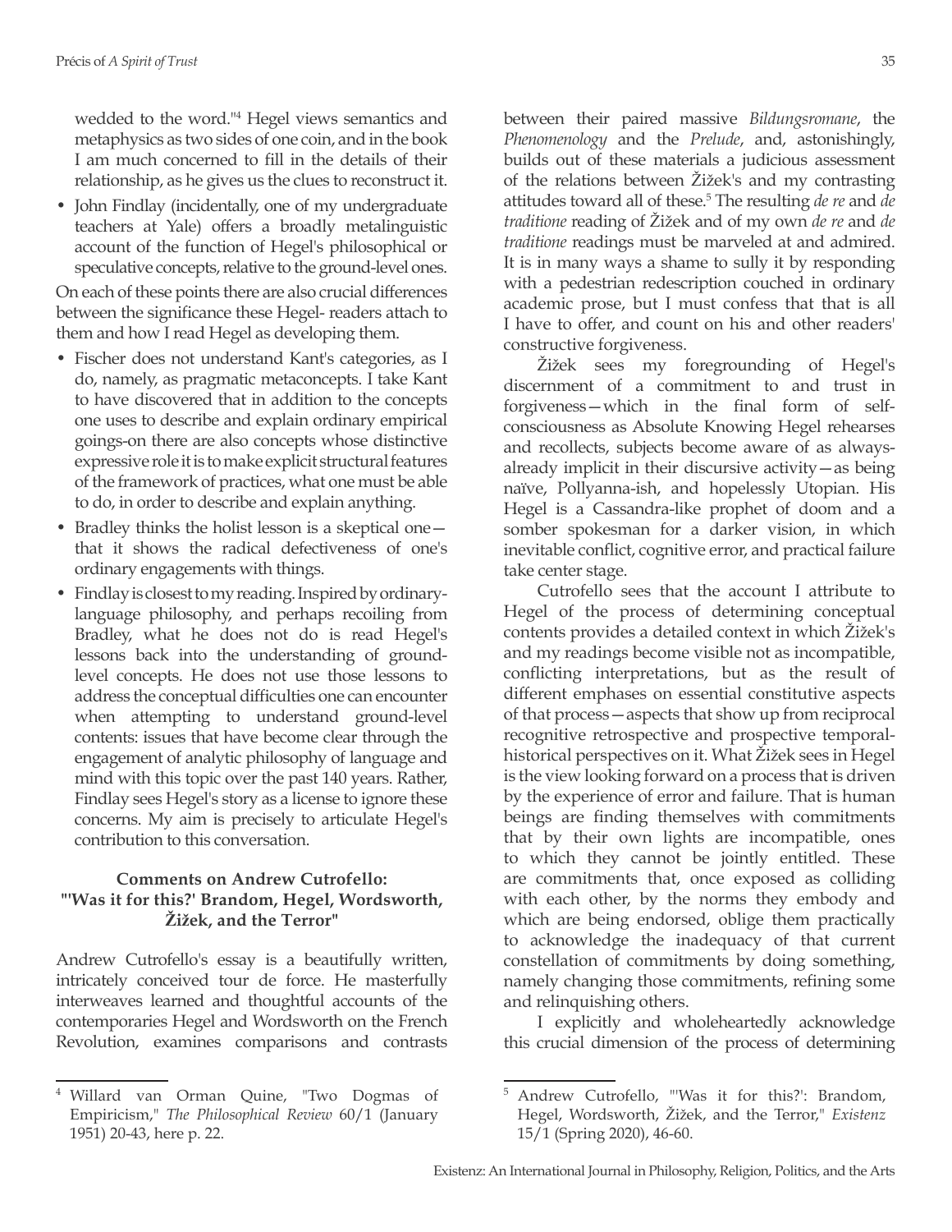wedded to the word."[4] Hegel views semantics and metaphysics as two sides of one coin, and in the book I am much concerned to fill in the details of their relationship, as he gives us the clues to reconstruct it.

- John Findlay (incidentally, one of my undergraduate teachers at Yale) offers a broadly metalinguistic account of the function of Hegel's philosophical or speculative concepts, relative to the ground-level ones.

On each of these points there are also crucial differences between the significance these Hegel- readers attach to them and how I read Hegel as developing them.

- Fischer does not understand Kant's categories, as I do, namely, as pragmatic metaconcepts. I take Kant to have discovered that in addition to the concepts one uses to describe and explain ordinary empirical goings-on there are also concepts whose distinctive expressive role it is to make explicit structural features of the framework of practices, what one must be able to do, in order to describe and explain anything.
- Bradley thinks the holist lesson is a skeptical one—that it shows the radical defectiveness of one's ordinary engagements with things.
- Findlay is closest to my reading. Inspired by ordinary-language philosophy, and perhaps recoiling from Bradley, what he does not do is read Hegel's lessons back into the understanding of ground-level concepts. He does not use those lessons to address the conceptual difficulties one can encounter when attempting to understand ground-level contents: issues that have become clear through the engagement of analytic philosophy of language and mind with this topic over the past 140 years. Rather, Findlay sees Hegel's story as a license to ignore these concerns. My aim is precisely to articulate Hegel's contribution to this conversation.

### Comments on Andrew Cutrofello: "'Was it for this?' Brandom, Hegel, Wordsworth, Žižek, and the Terror"

Andrew Cutrofello's essay is a beautifully written, intricately conceived tour de force. He masterfully interweaves learned and thoughtful accounts of the contemporaries Hegel and Wordsworth on the French Revolution, examines comparisons and contrasts between their paired massive *Bildungsromane*, the *Phenomenology* and the *Prelude*, and, astonishingly, builds out of these materials a judicious assessment of the relations between Žižek's and my contrasting attitudes toward all of these.[5] The resulting *de re* and *de traditione* reading of Žižek and of my own *de re* and *de traditione* readings must be marveled at and admired. It is in many ways a shame to sully it by responding with a pedestrian redescription couched in ordinary academic prose, but I must confess that that is all I have to offer, and count on his and other readers' constructive forgiveness.

Žižek sees my foregrounding of Hegel's discernment of a commitment to and trust in forgiveness—which in the final form of self-consciousness as Absolute Knowing Hegel rehearses and recollects, subjects become aware of as always-already implicit in their discursive activity—as being naïve, Pollyanna-ish, and hopelessly Utopian. His Hegel is a Cassandra-like prophet of doom and a somber spokesman for a darker vision, in which inevitable conflict, cognitive error, and practical failure take center stage.

Cutrofello sees that the account I attribute to Hegel of the process of determining conceptual contents provides a detailed context in which Žižek's and my readings become visible not as incompatible, conflicting interpretations, but as the result of different emphases on essential constitutive aspects of that process—aspects that show up from reciprocal recognitive retrospective and prospective temporal-historical perspectives on it. What Žižek sees in Hegel is the view looking forward on a process that is driven by the experience of error and failure. That is human beings are finding themselves with commitments that by their own lights are incompatible, ones to which they cannot be jointly entitled. These are commitments that, once exposed as colliding with each other, by the norms they embody and which are being endorsed, oblige them practically to acknowledge the inadequacy of that current constellation of commitments by doing something, namely changing those commitments, refining some and relinquishing others.

I explicitly and wholeheartedly acknowledge this crucial dimension of the process of determining

---

[4] Willard van Orman Quine, "Two Dogmas of Empiricism," *The Philosophical Review* 60/1 (January 1951) 20-43, here p. 22.

[5] Andrew Cutrofello, "'Was it for this?': Brandom, Hegel, Wordsworth, Žižek, and the Terror," *Existenz* 15/1 (Spring 2020), 46-60.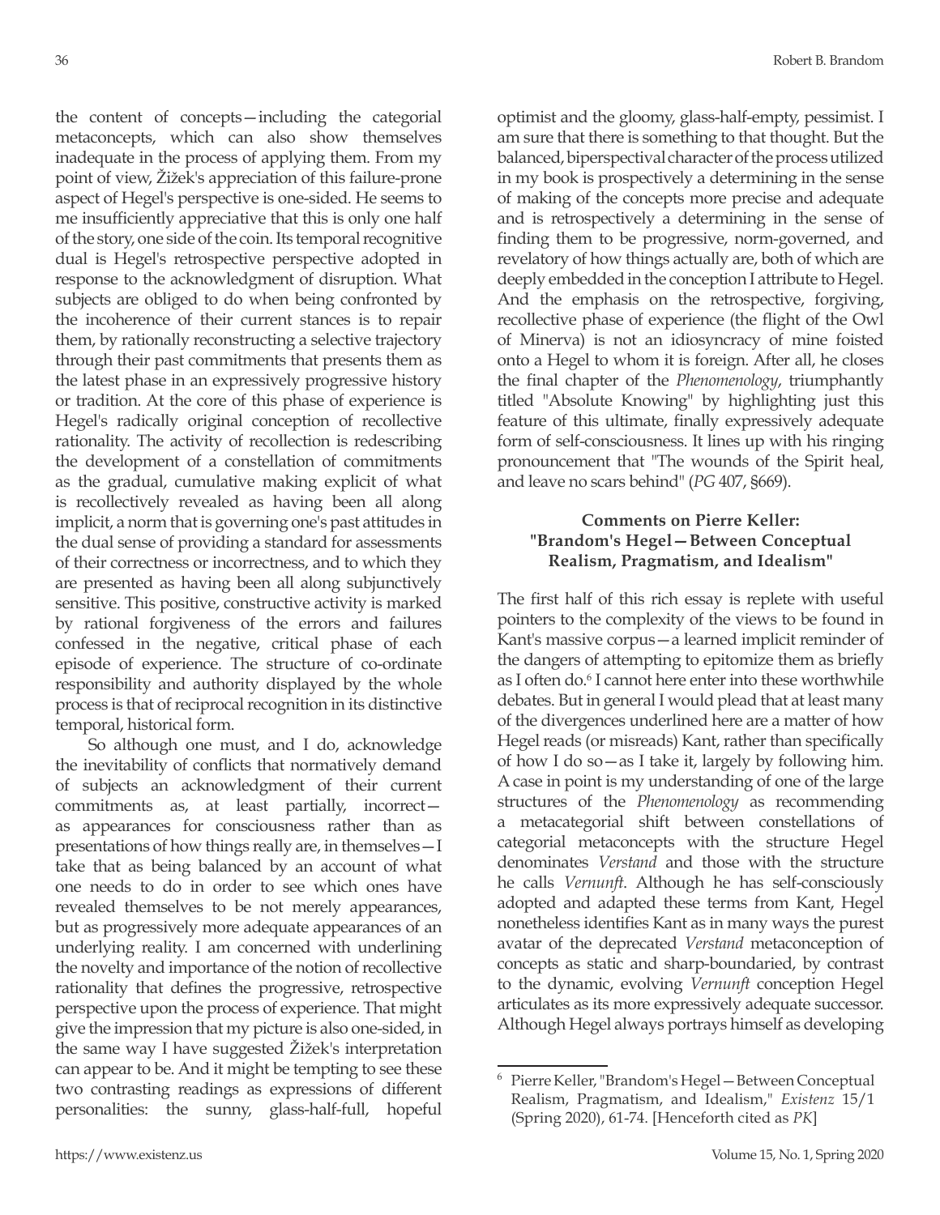the content of concepts—including the categorial metaconcepts, which can also show themselves inadequate in the process of applying them. From my point of view, Žižek's appreciation of this failure-prone aspect of Hegel's perspective is one-sided. He seems to me insufficiently appreciative that this is only one half of the story, one side of the coin. Its temporal recognitive dual is Hegel's retrospective perspective adopted in response to the acknowledgment of disruption. What subjects are obliged to do when being confronted by the incoherence of their current stances is to repair them, by rationally reconstructing a selective trajectory through their past commitments that presents them as the latest phase in an expressively progressive history or tradition. At the core of this phase of experience is Hegel's radically original conception of recollective rationality. The activity of recollection is redescribing the development of a constellation of commitments as the gradual, cumulative making explicit of what is recollectively revealed as having been all along implicit, a norm that is governing one's past attitudes in the dual sense of providing a standard for assessments of their correctness or incorrectness, and to which they are presented as having been all along subjunctively sensitive. This positive, constructive activity is marked by rational forgiveness of the errors and failures confessed in the negative, critical phase of each episode of experience. The structure of co-ordinate responsibility and authority displayed by the whole process is that of reciprocal recognition in its distinctive temporal, historical form.

So although one must, and I do, acknowledge the inevitability of conflicts that normatively demand of subjects an acknowledgment of their current commitments as, at least partially, incorrect—as appearances for consciousness rather than as presentations of how things really are, in themselves—I take that as being balanced by an account of what one needs to do in order to see which ones have revealed themselves to be not merely appearances, but as progressively more adequate appearances of an underlying reality. I am concerned with underlining the novelty and importance of the notion of recollective rationality that defines the progressive, retrospective perspective upon the process of experience. That might give the impression that my picture is also one-sided, in the same way I have suggested Žižek's interpretation can appear to be. And it might be tempting to see these two contrasting readings as expressions of different personalities: the sunny, glass-half-full, hopeful optimist and the gloomy, glass-half-empty, pessimist. I am sure that there is something to that thought. But the balanced, biperspectival character of the process utilized in my book is prospectively a determining in the sense of making of the concepts more precise and adequate and is retrospectively a determining in the sense of finding them to be progressive, norm-governed, and revelatory of how things actually are, both of which are deeply embedded in the conception I attribute to Hegel. And the emphasis on the retrospective, forgiving, recollective phase of experience (the flight of the Owl of Minerva) is not an idiosyncracy of mine foisted onto a Hegel to whom it is foreign. After all, he closes the final chapter of the *Phenomenology*, triumphantly titled "Absolute Knowing" by highlighting just this feature of this ultimate, finally expressively adequate form of self-consciousness. It lines up with his ringing pronouncement that "The wounds of the Spirit heal, and leave no scars behind" (*PG* 407, §669).

### Comments on Pierre Keller: "Brandom's Hegel—Between Conceptual Realism, Pragmatism, and Idealism"

The first half of this rich essay is replete with useful pointers to the complexity of the views to be found in Kant's massive corpus—a learned implicit reminder of the dangers of attempting to epitomize them as briefly as I often do.[6] I cannot here enter into these worthwhile debates. But in general I would plead that at least many of the divergences underlined here are a matter of how Hegel reads (or misreads) Kant, rather than specifically of how I do so—as I take it, largely by following him. A case in point is my understanding of one of the large structures of the *Phenomenology* as recommending a metacategorial shift between constellations of categorial metaconcepts with the structure Hegel denominates *Verstand* and those with the structure he calls *Vernunft*. Although he has self-consciously adopted and adapted these terms from Kant, Hegel nonetheless identifies Kant as in many ways the purest avatar of the deprecated *Verstand* metaconception of concepts as static and sharp-boundaried, by contrast to the dynamic, evolving *Vernunft* conception Hegel articulates as its more expressively adequate successor. Although Hegel always portrays himself as developing

---

[6] Pierre Keller, "Brandom's Hegel—Between Conceptual Realism, Pragmatism, and Idealism," *Existenz* 15/1 (Spring 2020), 61-74. [Henceforth cited as *PK*]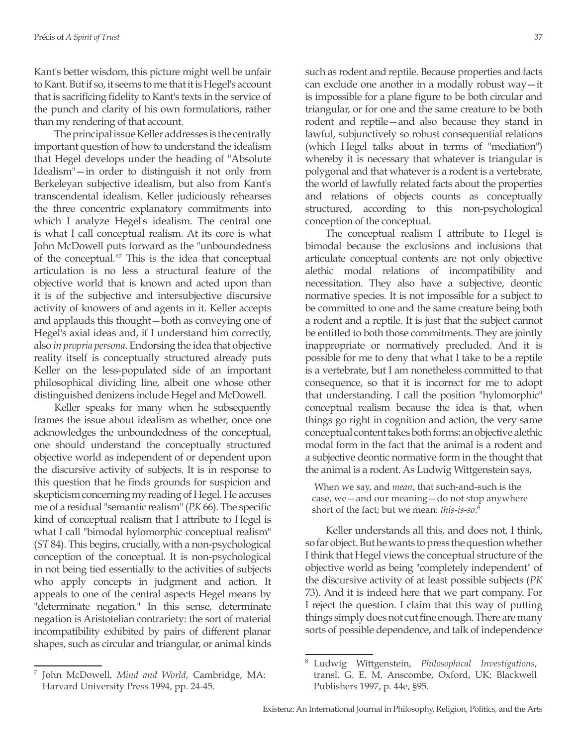Kant's better wisdom, this picture might well be unfair to Kant. But if so, it seems to me that it is Hegel's account that is sacrificing fidelity to Kant's texts in the service of the punch and clarity of his own formulations, rather than my rendering of that account.

The principal issue Keller addresses is the centrally important question of how to understand the idealism that Hegel develops under the heading of "Absolute Idealism"—in order to distinguish it not only from Berkeleyan subjective idealism, but also from Kant's transcendental idealism. Keller judiciously rehearses the three concentric explanatory commitments into which I analyze Hegel's idealism. The central one is what I call conceptual realism. At its core is what John McDowell puts forward as the "unboundedness of the conceptual."[7] This is the idea that conceptual articulation is no less a structural feature of the objective world that is known and acted upon than it is of the subjective and intersubjective discursive activity of knowers of and agents in it. Keller accepts and applauds this thought—both as conveying one of Hegel's axial ideas and, if I understand him correctly, also *in propria persona*. Endorsing the idea that objective reality itself is conceptually structured already puts Keller on the less-populated side of an important philosophical dividing line, albeit one whose other distinguished denizens include Hegel and McDowell.

Keller speaks for many when he subsequently frames the issue about idealism as whether, once one acknowledges the unboundedness of the conceptual, one should understand the conceptually structured objective world as independent of or dependent upon the discursive activity of subjects. It is in response to this question that he finds grounds for suspicion and skepticism concerning my reading of Hegel. He accuses me of a residual "semantic realism" (*PK* 66). The specific kind of conceptual realism that I attribute to Hegel is what I call "bimodal hylomorphic conceptual realism" (*ST* 84). This begins, crucially, with a non-psychological conception of the conceptual. It is non-psychological in not being tied essentially to the activities of subjects who apply concepts in judgment and action. It appeals to one of the central aspects Hegel means by "determinate negation." In this sense, determinate negation is Aristotelian contrariety: the sort of material incompatibility exhibited by pairs of different planar shapes, such as circular and triangular, or animal kinds such as rodent and reptile. Because properties and facts can exclude one another in a modally robust way—it is impossible for a plane figure to be both circular and triangular, or for one and the same creature to be both rodent and reptile—and also because they stand in lawful, subjunctively so robust consequential relations (which Hegel talks about in terms of "mediation") whereby it is necessary that whatever is triangular is polygonal and that whatever is a rodent is a vertebrate, the world of lawfully related facts about the properties and relations of objects counts as conceptually structured, according to this non-psychological conception of the conceptual.

The conceptual realism I attribute to Hegel is bimodal because the exclusions and inclusions that articulate conceptual contents are not only objective alethic modal relations of incompatibility and necessitation. They also have a subjective, deontic normative species. It is not impossible for a subject to be committed to one and the same creature being both a rodent and a reptile. It is just that the subject cannot be entitled to both those commitments. They are jointly inappropriate or normatively precluded. And it is possible for me to deny that what I take to be a reptile is a vertebrate, but I am nonetheless committed to that consequence, so that it is incorrect for me to adopt that understanding. I call the position "hylomorphic" conceptual realism because the idea is that, when things go right in cognition and action, the very same conceptual content takes both forms: an objective alethic modal form in the fact that the animal is a rodent and a subjective deontic normative form in the thought that the animal is a rodent. As Ludwig Wittgenstein says,

> When we say, and *mean*, that such-and-such is the case, we—and our meaning—do not stop anywhere short of the fact; but we mean: *this-is-so*.[8]

Keller understands all this, and does not, I think, so far object. But he wants to press the question whether I think that Hegel views the conceptual structure of the objective world as being "completely independent" of the discursive activity of at least possible subjects (*PK* 73). And it is indeed here that we part company. For I reject the question. I claim that this way of putting things simply does not cut fine enough. There are many sorts of possible dependence, and talk of independence

---

[7] John McDowell, *Mind and World*, Cambridge, MA: Harvard University Press 1994, pp. 24-45.

[8] Ludwig Wittgenstein, *Philosophical Investigations*, transl. G. E. M. Anscombe, Oxford, UK: Blackwell Publishers 1997, p. 44e, §95.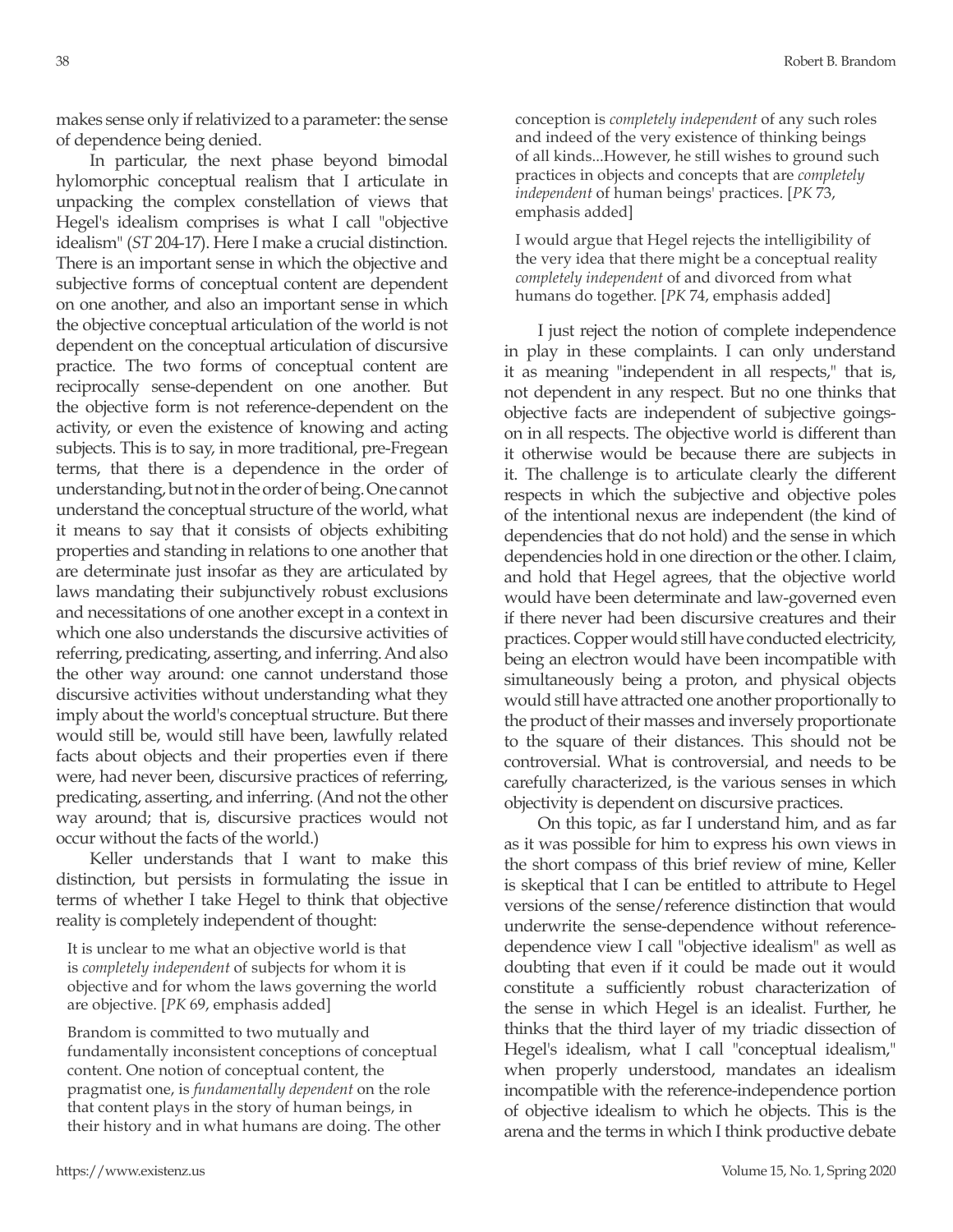makes sense only if relativized to a parameter: the sense of dependence being denied.

In particular, the next phase beyond bimodal hylomorphic conceptual realism that I articulate in unpacking the complex constellation of views that Hegel's idealism comprises is what I call "objective idealism" (*ST* 204-17). Here I make a crucial distinction. There is an important sense in which the objective and subjective forms of conceptual content are dependent on one another, and also an important sense in which the objective conceptual articulation of the world is not dependent on the conceptual articulation of discursive practice. The two forms of conceptual content are reciprocally sense-dependent on one another. But the objective form is not reference-dependent on the activity, or even the existence of knowing and acting subjects. This is to say, in more traditional, pre-Fregean terms, that there is a dependence in the order of understanding, but not in the order of being. One cannot understand the conceptual structure of the world, what it means to say that it consists of objects exhibiting properties and standing in relations to one another that are determinate just insofar as they are articulated by laws mandating their subjunctively robust exclusions and necessitations of one another except in a context in which one also understands the discursive activities of referring, predicating, asserting, and inferring. And also the other way around: one cannot understand those discursive activities without understanding what they imply about the world's conceptual structure. But there would still be, would still have been, lawfully related facts about objects and their properties even if there were, had never been, discursive practices of referring, predicating, asserting, and inferring. (And not the other way around; that is, discursive practices would not occur without the facts of the world.)

Keller understands that I want to make this distinction, but persists in formulating the issue in terms of whether I take Hegel to think that objective reality is completely independent of thought:

> It is unclear to me what an objective world is that is *completely independent* of subjects for whom it is objective and for whom the laws governing the world are objective. [*PK* 69, emphasis added]

> Brandom is committed to two mutually and fundamentally inconsistent conceptions of conceptual content. One notion of conceptual content, the pragmatist one, is *fundamentally dependent* on the role that content plays in the story of human beings, in their history and in what humans are doing. The other conception is *completely independent* of any such roles and indeed of the very existence of thinking beings of all kinds...However, he still wishes to ground such practices in objects and concepts that are *completely independent* of human beings' practices. [*PK* 73, emphasis added]

> I would argue that Hegel rejects the intelligibility of the very idea that there might be a conceptual reality *completely independent* of and divorced from what humans do together. [*PK* 74, emphasis added]

I just reject the notion of complete independence in play in these complaints. I can only understand it as meaning "independent in all respects," that is, not dependent in any respect. But no one thinks that objective facts are independent of subjective goings-on in all respects. The objective world is different than it otherwise would be because there are subjects in it. The challenge is to articulate clearly the different respects in which the subjective and objective poles of the intentional nexus are independent (the kind of dependencies that do not hold) and the sense in which dependencies hold in one direction or the other. I claim, and hold that Hegel agrees, that the objective world would have been determinate and law-governed even if there never had been discursive creatures and their practices. Copper would still have conducted electricity, being an electron would have been incompatible with simultaneously being a proton, and physical objects would still have attracted one another proportionally to the product of their masses and inversely proportionate to the square of their distances. This should not be controversial. What is controversial, and needs to be carefully characterized, is the various senses in which objectivity is dependent on discursive practices.

On this topic, as far I understand him, and as far as it was possible for him to express his own views in the short compass of this brief review of mine, Keller is skeptical that I can be entitled to attribute to Hegel versions of the sense/reference distinction that would underwrite the sense-dependence without reference-dependence view I call "objective idealism" as well as doubting that even if it could be made out it would constitute a sufficiently robust characterization of the sense in which Hegel is an idealist. Further, he thinks that the third layer of my triadic dissection of Hegel's idealism, what I call "conceptual idealism," when properly understood, mandates an idealism incompatible with the reference-independence portion of objective idealism to which he objects. This is the arena and the terms in which I think productive debate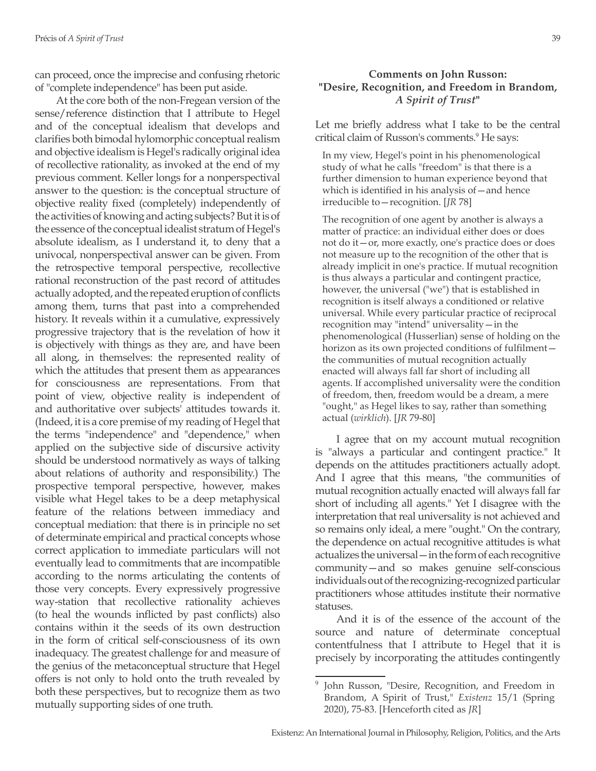can proceed, once the imprecise and confusing rhetoric of "complete independence" has been put aside.

At the core both of the non-Fregean version of the sense/reference distinction that I attribute to Hegel and of the conceptual idealism that develops and clarifies both bimodal hylomorphic conceptual realism and objective idealism is Hegel's radically original idea of recollective rationality, as invoked at the end of my previous comment. Keller longs for a nonperspectival answer to the question: is the conceptual structure of objective reality fixed (completely) independently of the activities of knowing and acting subjects? But it is of the essence of the conceptual idealist stratum of Hegel's absolute idealism, as I understand it, to deny that a univocal, nonperspectival answer can be given. From the retrospective temporal perspective, recollective rational reconstruction of the past record of attitudes actually adopted, and the repeated eruption of conflicts among them, turns that past into a comprehended history. It reveals within it a cumulative, expressively progressive trajectory that is the revelation of how it is objectively with things as they are, and have been all along, in themselves: the represented reality of which the attitudes that present them as appearances for consciousness are representations. From that point of view, objective reality is independent of and authoritative over subjects' attitudes towards it. (Indeed, it is a core premise of my reading of Hegel that the terms "independence" and "dependence," when applied on the subjective side of discursive activity should be understood normatively as ways of talking about relations of authority and responsibility.) The prospective temporal perspective, however, makes visible what Hegel takes to be a deep metaphysical feature of the relations between immediacy and conceptual mediation: that there is in principle no set of determinate empirical and practical concepts whose correct application to immediate particulars will not eventually lead to commitments that are incompatible according to the norms articulating the contents of those very concepts. Every expressively progressive way-station that recollective rationality achieves (to heal the wounds inflicted by past conflicts) also contains within it the seeds of its own destruction in the form of critical self-consciousness of its own inadequacy. The greatest challenge for and measure of the genius of the metaconceptual structure that Hegel offers is not only to hold onto the truth revealed by both these perspectives, but to recognize them as two mutually supporting sides of one truth.

### Comments on John Russon: "Desire, Recognition, and Freedom in Brandom, *A Spirit of Trust*"

Let me briefly address what I take to be the central critical claim of Russon's comments.[9] He says:

> In my view, Hegel's point in his phenomenological study of what he calls "freedom" is that there is a further dimension to human experience beyond that which is identified in his analysis of—and hence irreducible to—recognition. [*JR* 78]

> The recognition of one agent by another is always a matter of practice: an individual either does or does not do it—or, more exactly, one's practice does or does not measure up to the recognition of the other that is already implicit in one's practice. If mutual recognition is thus always a particular and contingent practice, however, the universal ("we") that is established in recognition is itself always a conditioned or relative universal. While every particular practice of reciprocal recognition may "intend" universality—in the phenomenological (Husserlian) sense of holding on the horizon as its own projected conditions of fulfilment—the communities of mutual recognition actually enacted will always fall far short of including all agents. If accomplished universality were the condition of freedom, then, freedom would be a dream, a mere "ought," as Hegel likes to say, rather than something actual (*wirklich*). [*JR* 79-80]

I agree that on my account mutual recognition is "always a particular and contingent practice." It depends on the attitudes practitioners actually adopt. And I agree that this means, "the communities of mutual recognition actually enacted will always fall far short of including all agents." Yet I disagree with the interpretation that real universality is not achieved and so remains only ideal, a mere "ought." On the contrary, the dependence on actual recognitive attitudes is what actualizes the universal—in the form of each recognitive community—and so makes genuine self-conscious individuals out of the recognizing-recognized particular practitioners whose attitudes institute their normative statuses.

And it is of the essence of the account of the source and nature of determinate conceptual contentfulness that I attribute to Hegel that it is precisely by incorporating the attitudes contingently

---

[9] John Russon, "Desire, Recognition, and Freedom in Brandom, A Spirit of Trust," *Existenz* 15/1 (Spring 2020), 75-83. [Henceforth cited as *JR*]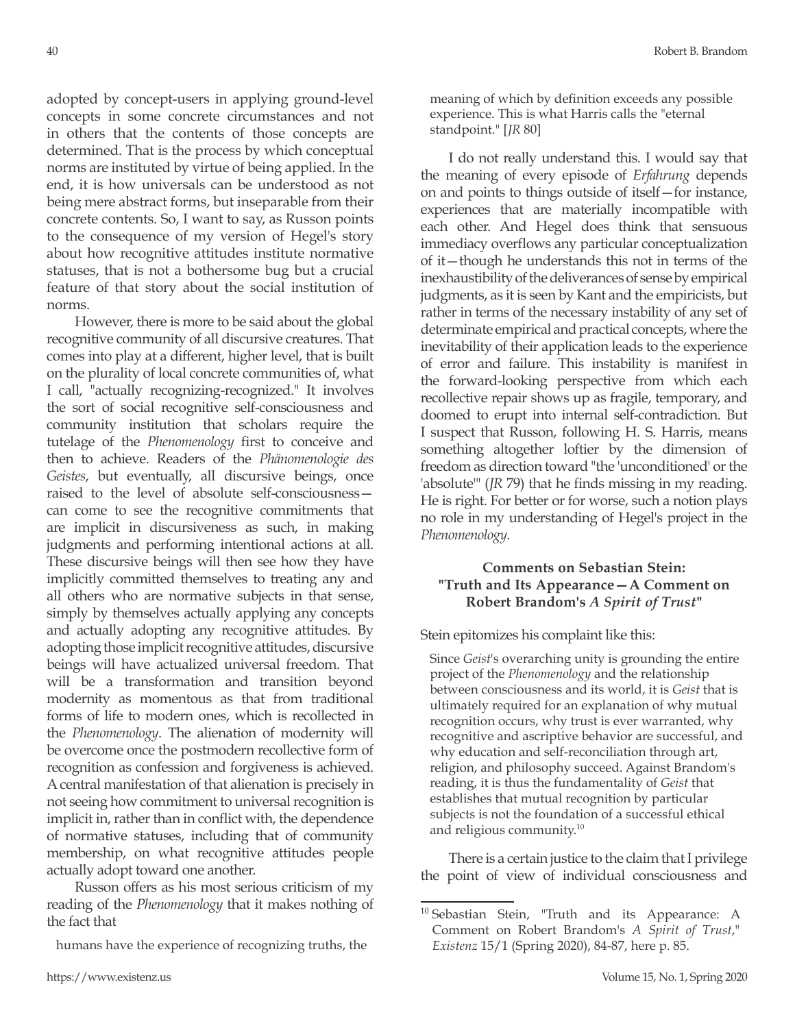adopted by concept-users in applying ground-level concepts in some concrete circumstances and not in others that the contents of those concepts are determined. That is the process by which conceptual norms are instituted by virtue of being applied. In the end, it is how universals can be understood as not being mere abstract forms, but inseparable from their concrete contents. So, I want to say, as Russon points to the consequence of my version of Hegel's story about how recognitive attitudes institute normative statuses, that is not a bothersome bug but a crucial feature of that story about the social institution of norms.

However, there is more to be said about the global recognitive community of all discursive creatures. That comes into play at a different, higher level, that is built on the plurality of local concrete communities of, what I call, "actually recognizing-recognized." It involves the sort of social recognitive self-consciousness and community institution that scholars require the tutelage of the *Phenomenology* first to conceive and then to achieve. Readers of the *Phänomenologie des Geistes*, but eventually, all discursive beings, once raised to the level of absolute self-consciousness—can come to see the recognitive commitments that are implicit in discursiveness as such, in making judgments and performing intentional actions at all. These discursive beings will then see how they have implicitly committed themselves to treating any and all others who are normative subjects in that sense, simply by themselves actually applying any concepts and actually adopting any recognitive attitudes. By adopting those implicit recognitive attitudes, discursive beings will have actualized universal freedom. That will be a transformation and transition beyond modernity as momentous as that from traditional forms of life to modern ones, which is recollected in the *Phenomenology*. The alienation of modernity will be overcome once the postmodern recollective form of recognition as confession and forgiveness is achieved. A central manifestation of that alienation is precisely in not seeing how commitment to universal recognition is implicit in, rather than in conflict with, the dependence of normative statuses, including that of community membership, on what recognitive attitudes people actually adopt toward one another.

Russon offers as his most serious criticism of my reading of the *Phenomenology* that it makes nothing of the fact that

> humans have the experience of recognizing truths, the meaning of which by definition exceeds any possible experience. This is what Harris calls the "eternal standpoint." [*JR* 80]

I do not really understand this. I would say that the meaning of every episode of *Erfahrung* depends on and points to things outside of itself—for instance, experiences that are materially incompatible with each other. And Hegel does think that sensuous immediacy overflows any particular conceptualization of it—though he understands this not in terms of the inexhaustibility of the deliverances of sense by empirical judgments, as it is seen by Kant and the empiricists, but rather in terms of the necessary instability of any set of determinate empirical and practical concepts, where the inevitability of their application leads to the experience of error and failure. This instability is manifest in the forward-looking perspective from which each recollective repair shows up as fragile, temporary, and doomed to erupt into internal self-contradiction. But I suspect that Russon, following H. S. Harris, means something altogether loftier by the dimension of freedom as direction toward "the 'unconditioned' or the 'absolute'" (*JR* 79) that he finds missing in my reading. He is right. For better or for worse, such a notion plays no role in my understanding of Hegel's project in the *Phenomenology*.

### Comments on Sebastian Stein: "Truth and Its Appearance—A Comment on Robert Brandom's *A Spirit of Trust*"

Stein epitomizes his complaint like this:

> Since *Geist*'s overarching unity is grounding the entire project of the *Phenomenology* and the relationship between consciousness and its world, it is *Geist* that is ultimately required for an explanation of why mutual recognition occurs, why trust is ever warranted, why recognitive and ascriptive behavior are successful, and why education and self-reconciliation through art, religion, and philosophy succeed. Against Brandom's reading, it is thus the fundamentality of *Geist* that establishes that mutual recognition by particular subjects is not the foundation of a successful ethical and religious community.[10]

There is a certain justice to the claim that I privilege the point of view of individual consciousness and

[10] Sebastian Stein, "Truth and its Appearance: A Comment on Robert Brandom's *A Spirit of Trust*," *Existenz* 15/1 (Spring 2020), 84-87, here p. 85.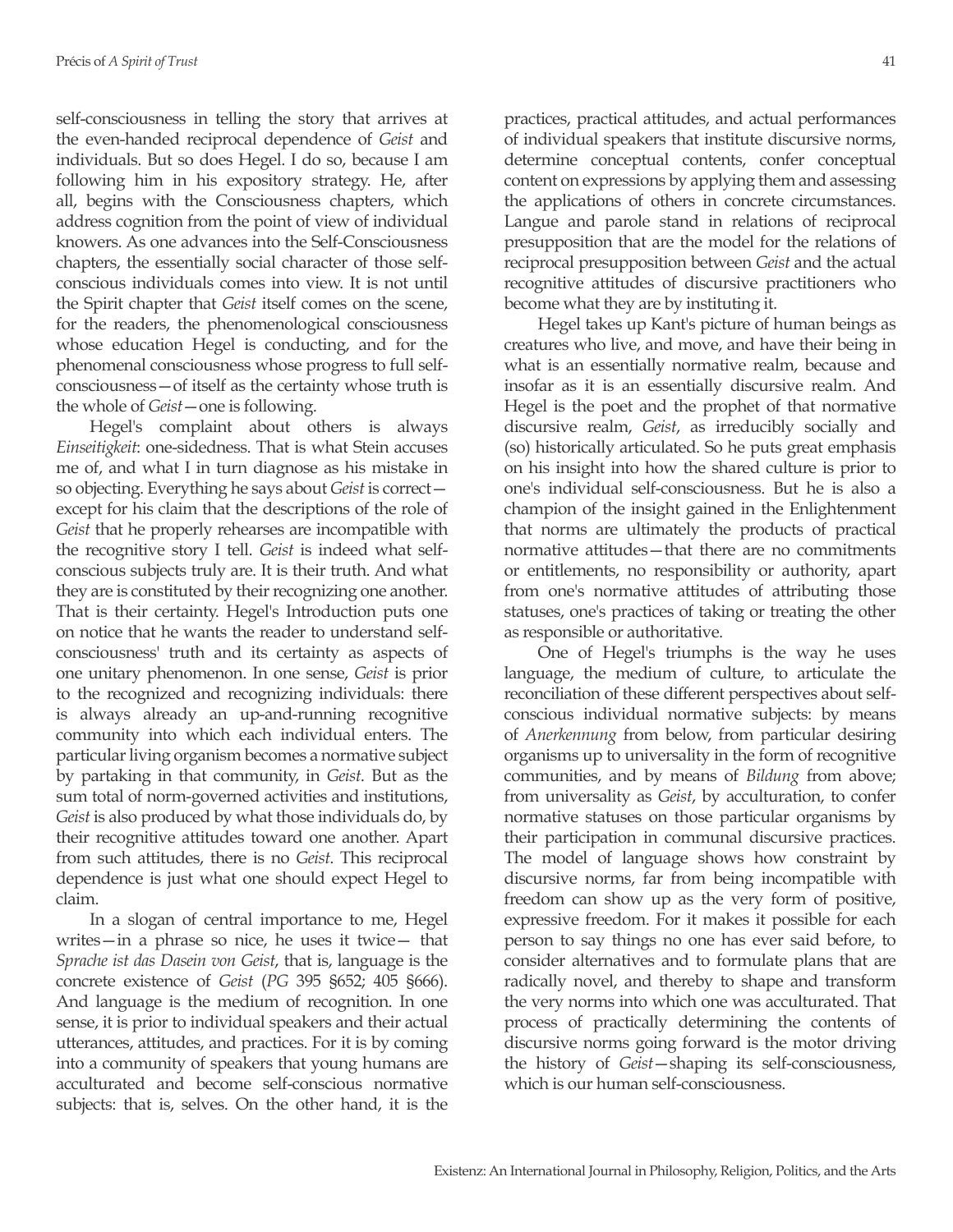self-consciousness in telling the story that arrives at the even-handed reciprocal dependence of *Geist* and individuals. But so does Hegel. I do so, because I am following him in his expository strategy. He, after all, begins with the Consciousness chapters, which address cognition from the point of view of individual knowers. As one advances into the Self-Consciousness chapters, the essentially social character of those self-conscious individuals comes into view. It is not until the Spirit chapter that *Geist* itself comes on the scene, for the readers, the phenomenological consciousness whose education Hegel is conducting, and for the phenomenal consciousness whose progress to full self-consciousness—of itself as the certainty whose truth is the whole of *Geist*—one is following.

Hegel's complaint about others is always *Einseitigkeit*: one-sidedness. That is what Stein accuses me of, and what I in turn diagnose as his mistake in so objecting. Everything he says about *Geist* is correct—except for his claim that the descriptions of the role of *Geist* that he properly rehearses are incompatible with the recognitive story I tell. *Geist* is indeed what self-conscious subjects truly are. It is their truth. And what they are is constituted by their recognizing one another. That is their certainty. Hegel's Introduction puts one on notice that he wants the reader to understand self-consciousness' truth and its certainty as aspects of one unitary phenomenon. In one sense, *Geist* is prior to the recognized and recognizing individuals: there is always already an up-and-running recognitive community into which each individual enters. The particular living organism becomes a normative subject by partaking in that community, in *Geist*. But as the sum total of norm-governed activities and institutions, *Geist* is also produced by what those individuals do, by their recognitive attitudes toward one another. Apart from such attitudes, there is no *Geist*. This reciprocal dependence is just what one should expect Hegel to claim.

In a slogan of central importance to me, Hegel writes—in a phrase so nice, he uses it twice— that *Sprache ist das Dasein von Geist*, that is, language is the concrete existence of *Geist* (*PG* 395 §652; 405 §666). And language is the medium of recognition. In one sense, it is prior to individual speakers and their actual utterances, attitudes, and practices. For it is by coming into a community of speakers that young humans are acculturated and become self-conscious normative subjects: that is, selves. On the other hand, it is the practices, practical attitudes, and actual performances of individual speakers that institute discursive norms, determine conceptual contents, confer conceptual content on expressions by applying them and assessing the applications of others in concrete circumstances. Langue and parole stand in relations of reciprocal presupposition that are the model for the relations of reciprocal presupposition between *Geist* and the actual recognitive attitudes of discursive practitioners who become what they are by instituting it.

Hegel takes up Kant's picture of human beings as creatures who live, and move, and have their being in what is an essentially normative realm, because and insofar as it is an essentially discursive realm. And Hegel is the poet and the prophet of that normative discursive realm, *Geist*, as irreducibly socially and (so) historically articulated. So he puts great emphasis on his insight into how the shared culture is prior to one's individual self-consciousness. But he is also a champion of the insight gained in the Enlightenment that norms are ultimately the products of practical normative attitudes—that there are no commitments or entitlements, no responsibility or authority, apart from one's normative attitudes of attributing those statuses, one's practices of taking or treating the other as responsible or authoritative.

One of Hegel's triumphs is the way he uses language, the medium of culture, to articulate the reconciliation of these different perspectives about self-conscious individual normative subjects: by means of *Anerkennung* from below, from particular desiring organisms up to universality in the form of recognitive communities, and by means of *Bildung* from above; from universality as *Geist*, by acculturation, to confer normative statuses on those particular organisms by their participation in communal discursive practices. The model of language shows how constraint by discursive norms, far from being incompatible with freedom can show up as the very form of positive, expressive freedom. For it makes it possible for each person to say things no one has ever said before, to consider alternatives and to formulate plans that are radically novel, and thereby to shape and transform the very norms into which one was acculturated. That process of practically determining the contents of discursive norms going forward is the motor driving the history of *Geist*—shaping its self-consciousness, which is our human self-consciousness.